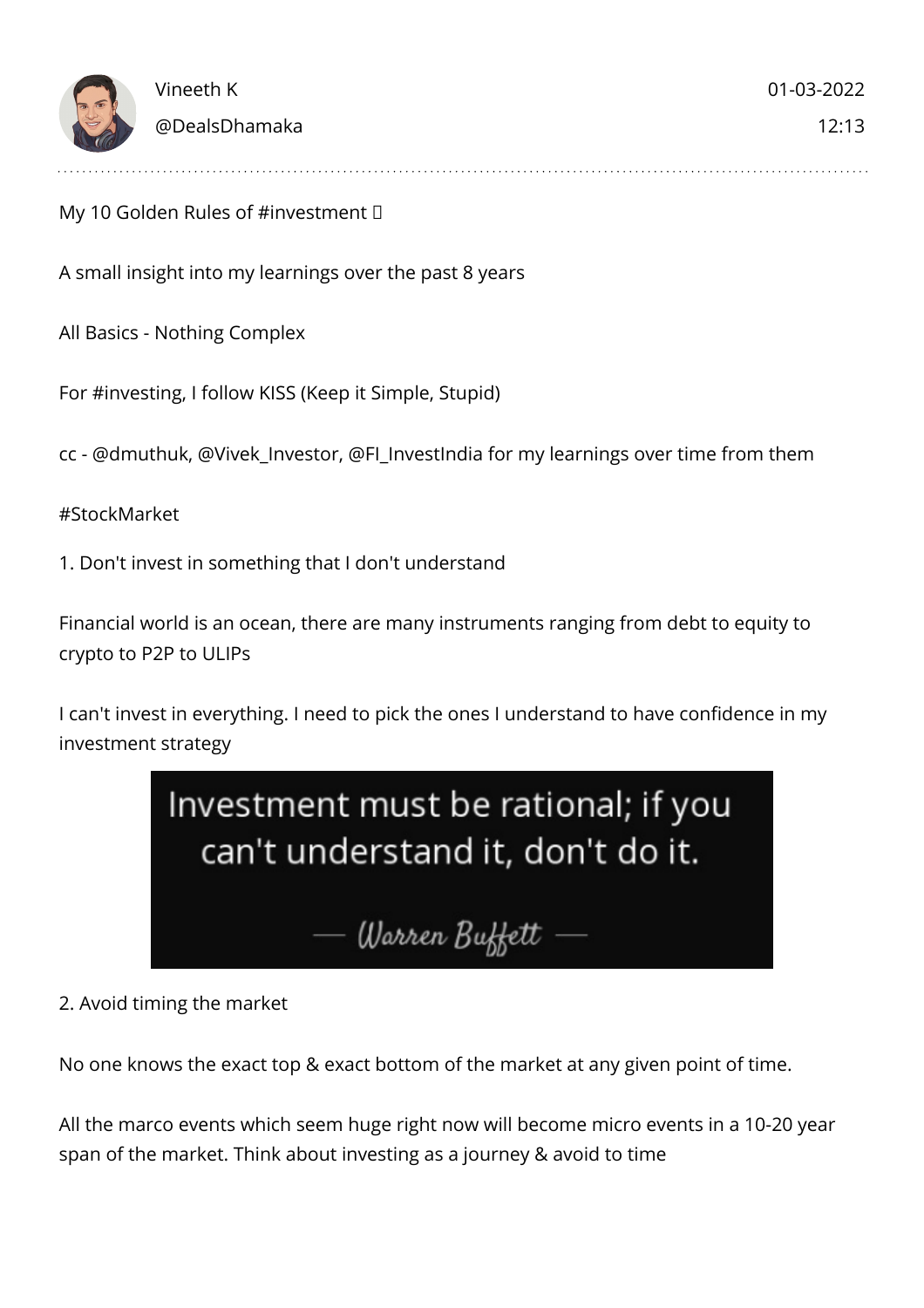Vineeth K
@DealsDhamaka

01-03-2022
12:13

My 10 Golden Rules of #investment 🧵

A small insight into my learnings over the past 8 years

All Basics - Nothing Complex

For #investing, I follow KISS (Keep it Simple, Stupid)

cc - @dmuthuk, @Vivek_Investor, @FI_InvestIndia for my learnings over time from them

#StockMarket

1. Don't invest in something that I don't understand

Financial world is an ocean, there are many instruments ranging from debt to equity to crypto to P2P to ULIPs

I can't invest in everything. I need to pick the ones I understand to have confidence in my investment strategy

Investment must be rational; if you can't understand it, don't do it.

— Warren Buffett —

2. Avoid timing the market

No one knows the exact top & exact bottom of the market at any given point of time.

All the marco events which seem huge right now will become micro events in a 10-20 year span of the market. Think about investing as a journey & avoid to time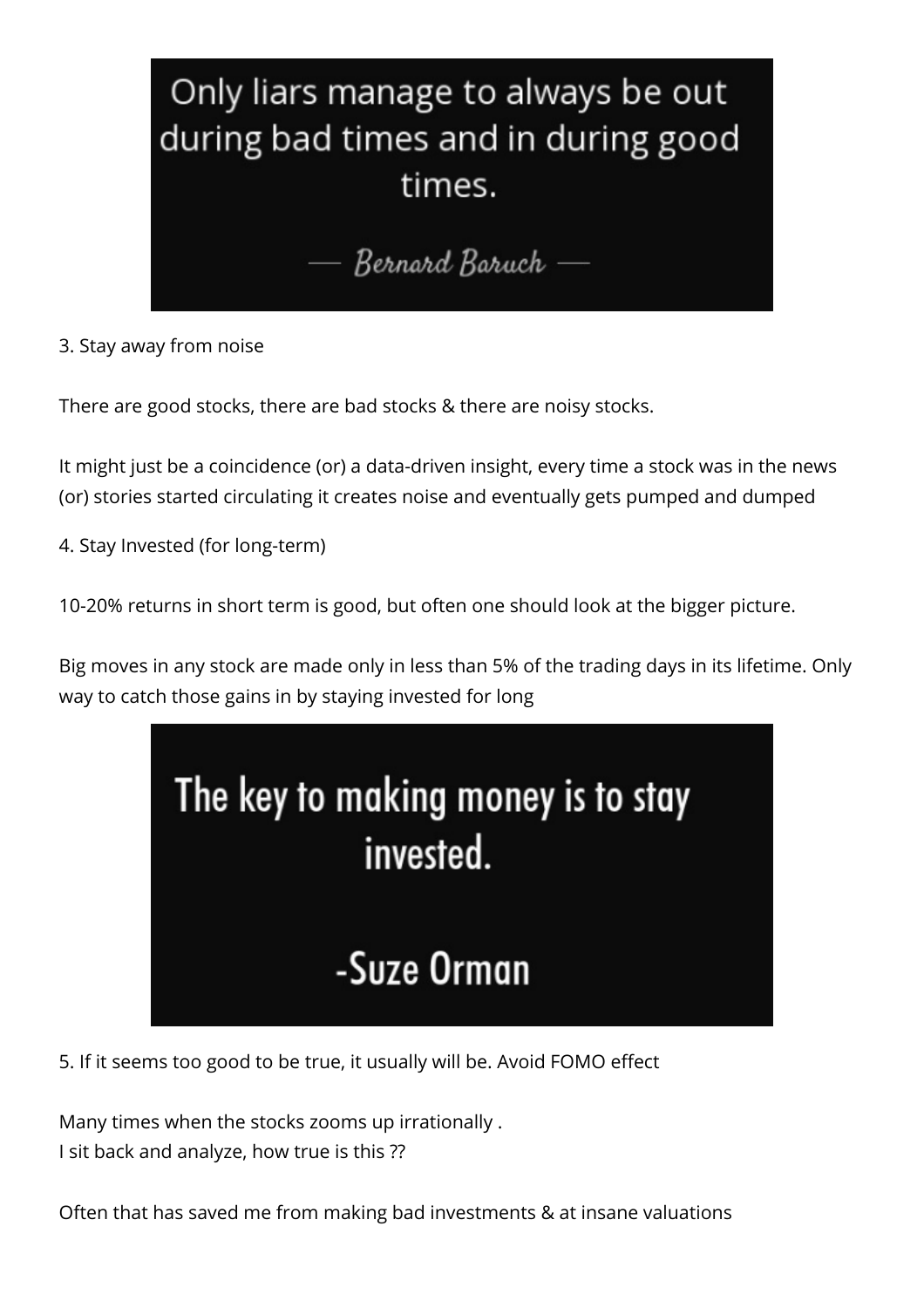Only liars manage to always be out during bad times and in during good times.

— Bernard Baruch —

3. Stay away from noise

There are good stocks, there are bad stocks & there are noisy stocks.

It might just be a coincidence (or) a data-driven insight, every time a stock was in the news (or) stories started circulating it creates noise and eventually gets pumped and dumped

4. Stay Invested (for long-term)

10-20% returns in short term is good, but often one should look at the bigger picture.

Big moves in any stock are made only in less than 5% of the trading days in its lifetime. Only way to catch those gains in by staying invested for long

The key to making money is to stay invested.

-Suze Orman

5. If it seems too good to be true, it usually will be. Avoid FOMO effect

Many times when the stocks zooms up irrationally .
I sit back and analyze, how true is this ??

Often that has saved me from making bad investments & at insane valuations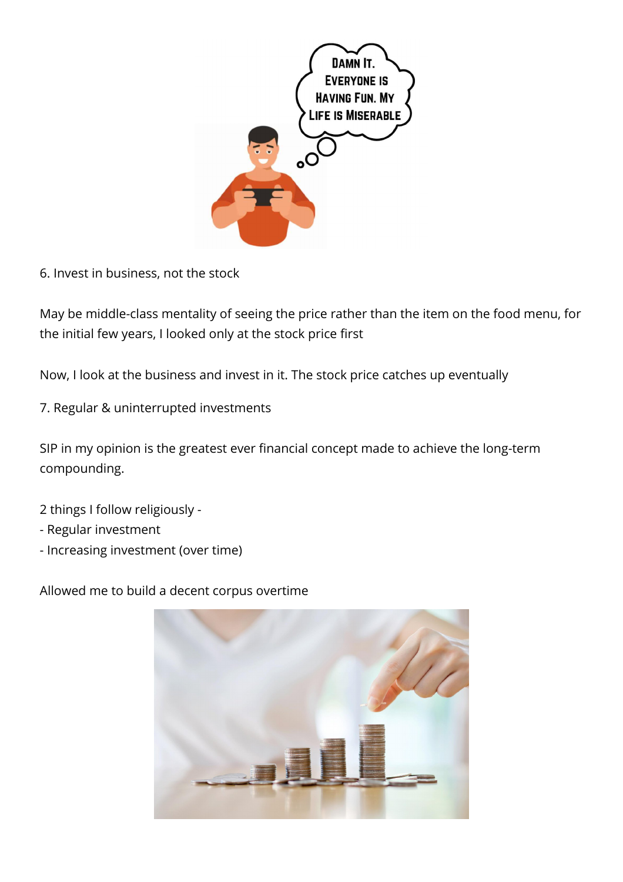6. Invest in business, not the stock

May be middle-class mentality of seeing the price rather than the item on the food menu, for the initial few years, I looked only at the stock price first

Now, I look at the business and invest in it. The stock price catches up eventually

7. Regular & uninterrupted investments

SIP in my opinion is the greatest ever financial concept made to achieve the long-term compounding.

2 things I follow religiously -
- Regular investment
- Increasing investment (over time)

Allowed me to build a decent corpus overtime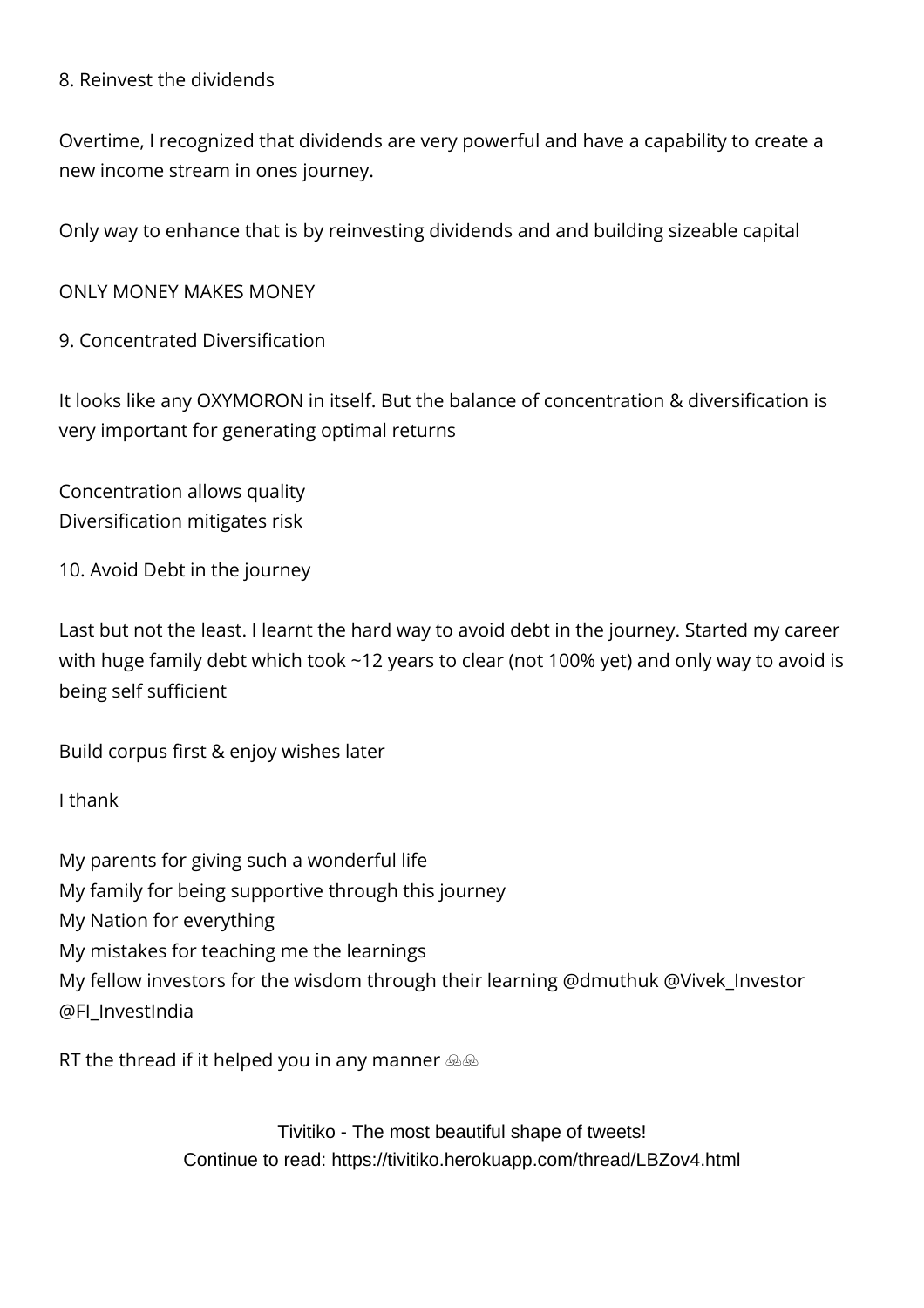8. Reinvest the dividends

Overtime, I recognized that dividends are very powerful and have a capability to create a new income stream in ones journey.

Only way to enhance that is by reinvesting dividends and and building sizeable capital

ONLY MONEY MAKES MONEY

9. Concentrated Diversification

It looks like any OXYMORON in itself. But the balance of concentration & diversification is very important for generating optimal returns

Concentration allows quality
Diversification mitigates risk

10. Avoid Debt in the journey

Last but not the least. I learnt the hard way to avoid debt in the journey. Started my career with huge family debt which took ~12 years to clear (not 100% yet) and only way to avoid is being self sufficient

Build corpus first & enjoy wishes later

I thank

My parents for giving such a wonderful life
My family for being supportive through this journey
My Nation for everything
My mistakes for teaching me the learnings
My fellow investors for the wisdom through their learning @dmuthuk @Vivek_Investor @FI_InvestIndia

RT the thread if it helped you in any manner 🙏🙏

Tivitiko - The most beautiful shape of tweets!
Continue to read: https://tivitiko.herokuapp.com/thread/LBZov4.html